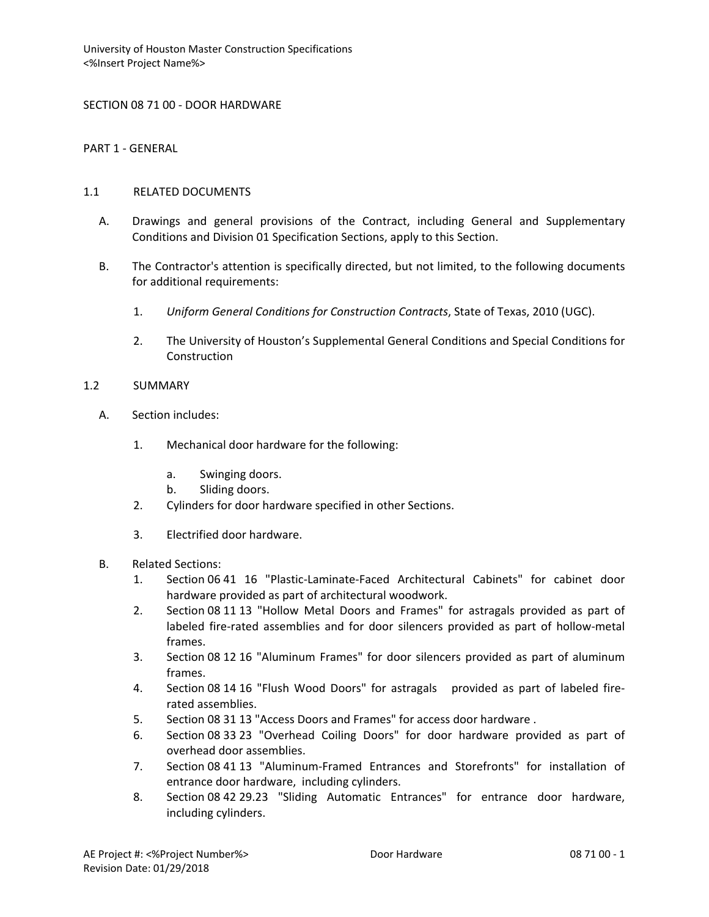# SECTION 08 71 00 - DOOR HARDWARE

## PART 1 - GENERAL

### 1.1 RELATED DOCUMENTS

A. Drawings and general provisions of the Contract, including General and Supplementary Conditions and Division 01 Specification Sections, apply to this Section.

B. The Contractor's attention is specifically directed, but not limited, to the following documents for additional requirements:

1. *Uniform General Conditions for Construction Contracts*, State of Texas, 2010 (UGC).
2. The University of Houston's Supplemental General Conditions and Special Conditions for Construction

### 1.2 SUMMARY

A. Section includes:

1. Mechanical door hardware for the following:
   a. Swinging doors.
   b. Sliding doors.
2. Cylinders for door hardware specified in other Sections.
3. Electrified door hardware.

B. Related Sections:

1. Section 06 41 16 "Plastic-Laminate-Faced Architectural Cabinets" for cabinet door hardware provided as part of architectural woodwork.
2. Section 08 11 13 "Hollow Metal Doors and Frames" for astragals provided as part of labeled fire-rated assemblies and for door silencers provided as part of hollow-metal frames.
3. Section 08 12 16 "Aluminum Frames" for door silencers provided as part of aluminum frames.
4. Section 08 14 16 "Flush Wood Doors" for astragals provided as part of labeled fire-rated assemblies.
5. Section 08 31 13 "Access Doors and Frames" for access door hardware .
6. Section 08 33 23 "Overhead Coiling Doors" for door hardware provided as part of overhead door assemblies.
7. Section 08 41 13 "Aluminum-Framed Entrances and Storefronts" for installation of entrance door hardware, including cylinders.
8. Section 08 42 29.23 "Sliding Automatic Entrances" for entrance door hardware, including cylinders.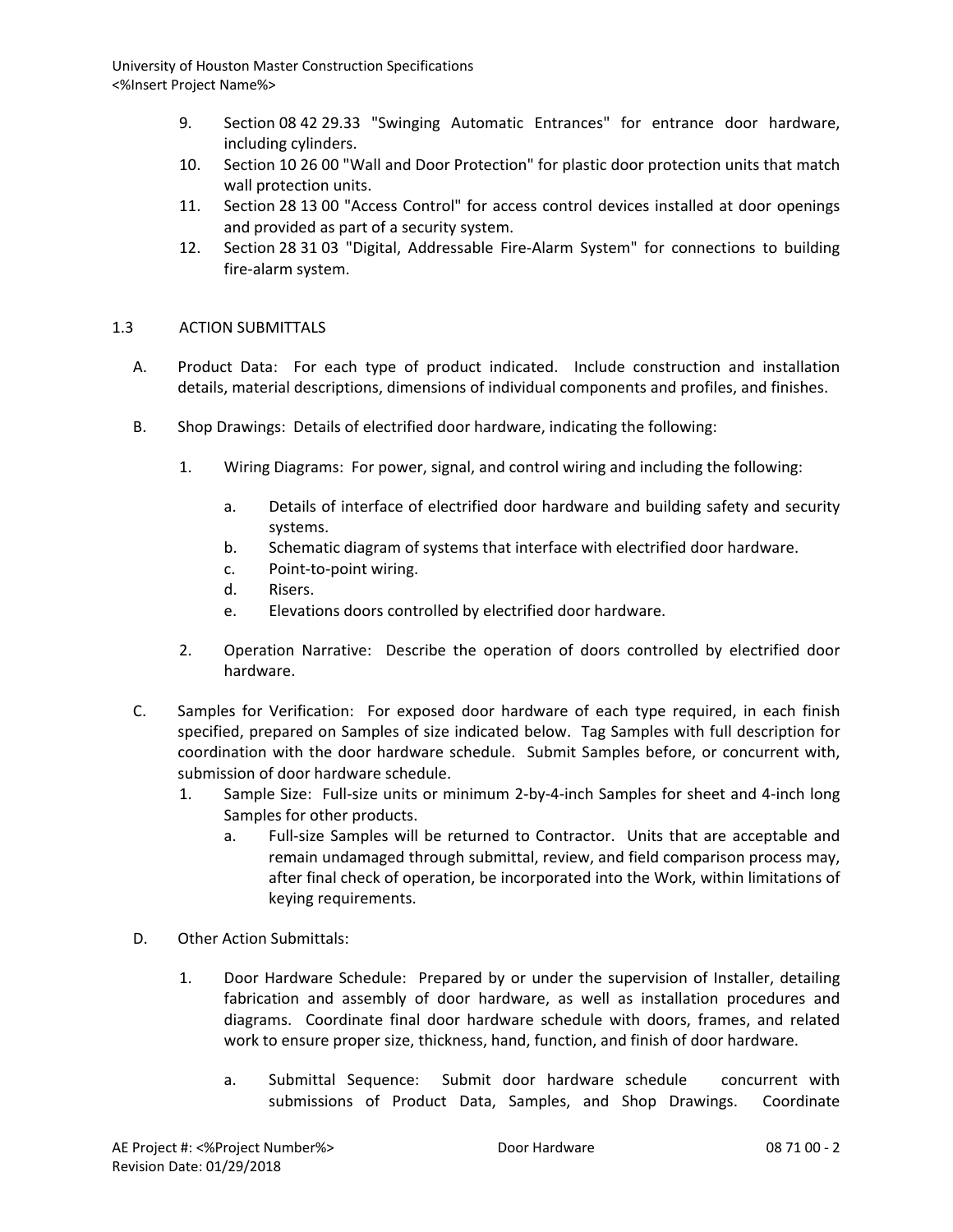9. Section 08 42 29.33 "Swinging Automatic Entrances" for entrance door hardware, including cylinders.
10. Section 10 26 00 "Wall and Door Protection" for plastic door protection units that match wall protection units.
11. Section 28 13 00 "Access Control" for access control devices installed at door openings and provided as part of a security system.
12. Section 28 31 03 "Digital, Addressable Fire-Alarm System" for connections to building fire-alarm system.

## 1.3 ACTION SUBMITTALS

A. Product Data: For each type of product indicated. Include construction and installation details, material descriptions, dimensions of individual components and profiles, and finishes.

B. Shop Drawings: Details of electrified door hardware, indicating the following:

   1. Wiring Diagrams: For power, signal, and control wiring and including the following:

      a. Details of interface of electrified door hardware and building safety and security systems.
      b. Schematic diagram of systems that interface with electrified door hardware.
      c. Point-to-point wiring.
      d. Risers.
      e. Elevations doors controlled by electrified door hardware.

   2. Operation Narrative: Describe the operation of doors controlled by electrified door hardware.

C. Samples for Verification: For exposed door hardware of each type required, in each finish specified, prepared on Samples of size indicated below. Tag Samples with full description for coordination with the door hardware schedule. Submit Samples before, or concurrent with, submission of door hardware schedule.
   1. Sample Size: Full-size units or minimum 2-by-4-inch Samples for sheet and 4-inch long Samples for other products.
      a. Full-size Samples will be returned to Contractor. Units that are acceptable and remain undamaged through submittal, review, and field comparison process may, after final check of operation, be incorporated into the Work, within limitations of keying requirements.

D. Other Action Submittals:

   1. Door Hardware Schedule: Prepared by or under the supervision of Installer, detailing fabrication and assembly of door hardware, as well as installation procedures and diagrams. Coordinate final door hardware schedule with doors, frames, and related work to ensure proper size, thickness, hand, function, and finish of door hardware.

      a. Submittal Sequence: Submit door hardware schedule concurrent with submissions of Product Data, Samples, and Shop Drawings. Coordinate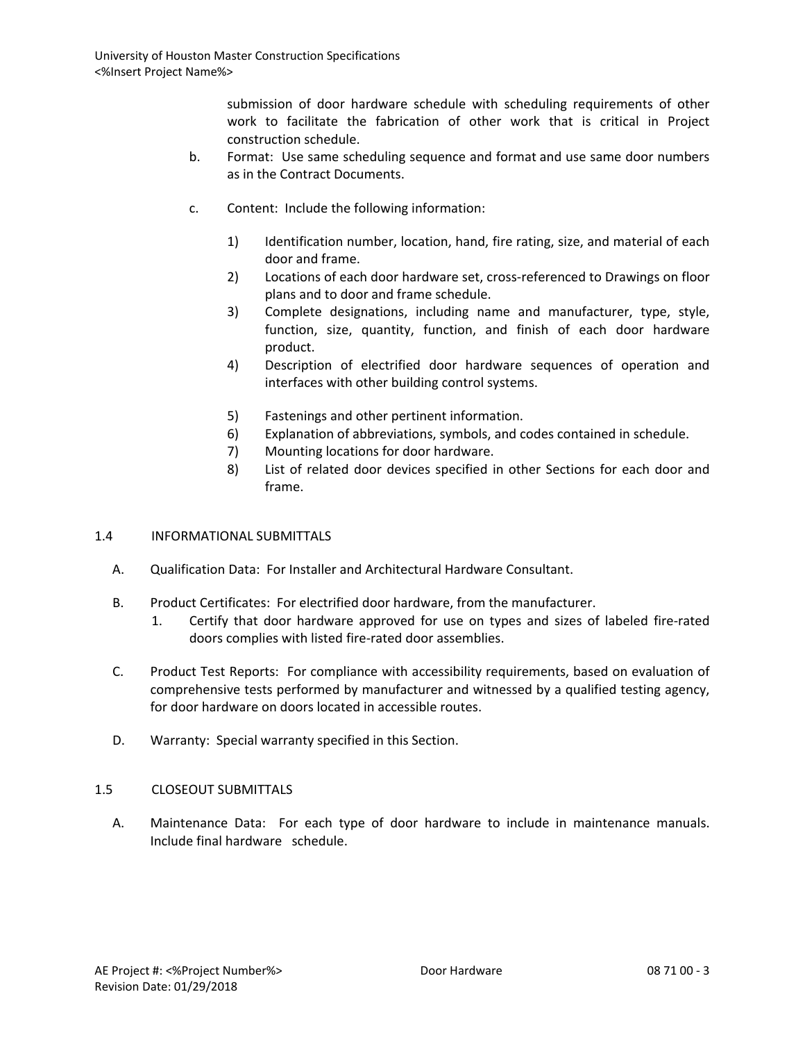submission of door hardware schedule with scheduling requirements of other work to facilitate the fabrication of other work that is critical in Project construction schedule.

b. Format: Use same scheduling sequence and format and use same door numbers as in the Contract Documents.

c. Content: Include the following information:

1) Identification number, location, hand, fire rating, size, and material of each door and frame.
2) Locations of each door hardware set, cross-referenced to Drawings on floor plans and to door and frame schedule.
3) Complete designations, including name and manufacturer, type, style, function, size, quantity, function, and finish of each door hardware product.
4) Description of electrified door hardware sequences of operation and interfaces with other building control systems.
5) Fastenings and other pertinent information.
6) Explanation of abbreviations, symbols, and codes contained in schedule.
7) Mounting locations for door hardware.
8) List of related door devices specified in other Sections for each door and frame.

## 1.4 INFORMATIONAL SUBMITTALS

A. Qualification Data: For Installer and Architectural Hardware Consultant.

B. Product Certificates: For electrified door hardware, from the manufacturer.

1. Certify that door hardware approved for use on types and sizes of labeled fire-rated doors complies with listed fire-rated door assemblies.

C. Product Test Reports: For compliance with accessibility requirements, based on evaluation of comprehensive tests performed by manufacturer and witnessed by a qualified testing agency, for door hardware on doors located in accessible routes.

D. Warranty: Special warranty specified in this Section.

## 1.5 CLOSEOUT SUBMITTALS

A. Maintenance Data: For each type of door hardware to include in maintenance manuals. Include final hardware schedule.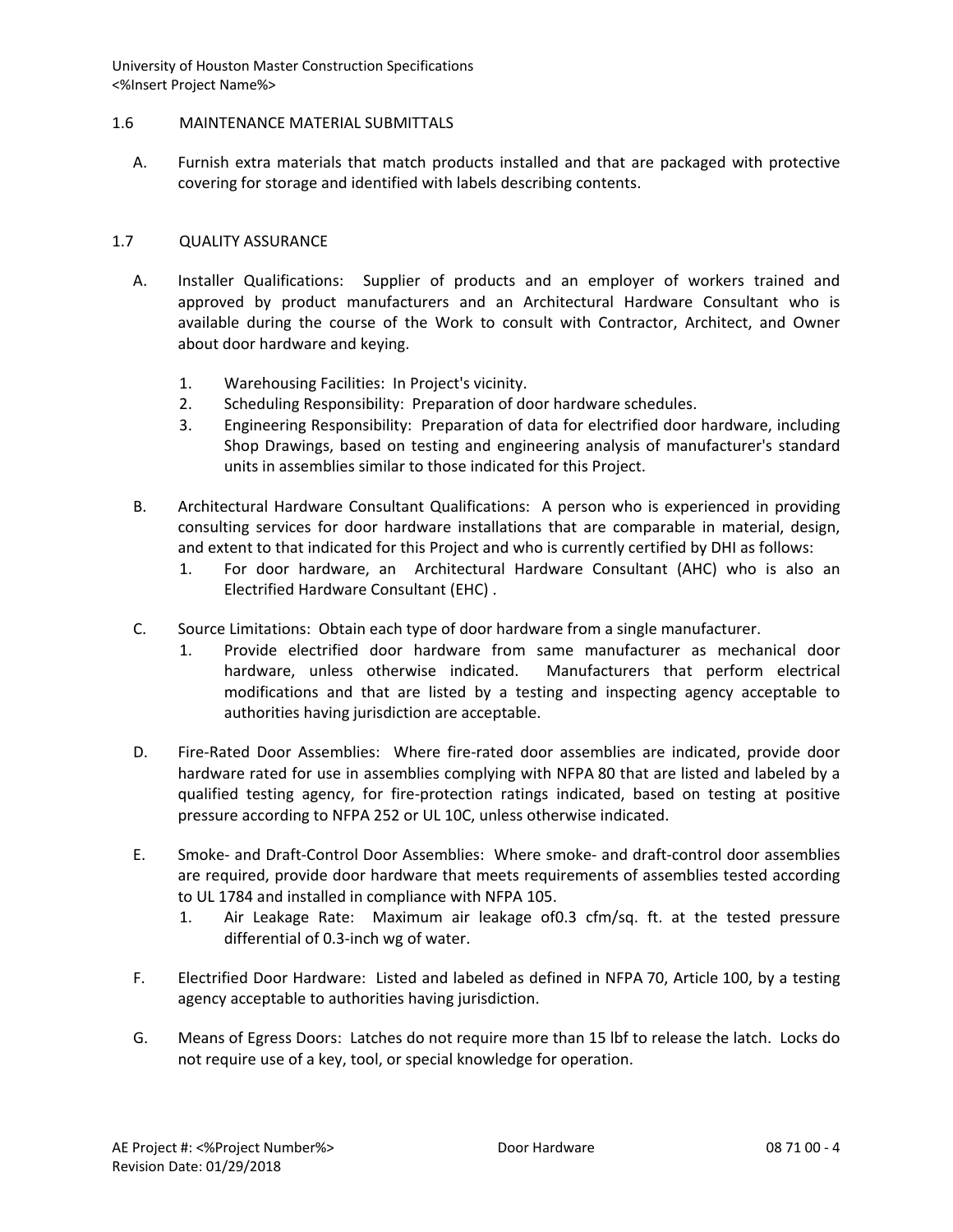## 1.6 MAINTENANCE MATERIAL SUBMITTALS

A. Furnish extra materials that match products installed and that are packaged with protective covering for storage and identified with labels describing contents.

## 1.7 QUALITY ASSURANCE

A. Installer Qualifications: Supplier of products and an employer of workers trained and approved by product manufacturers and an Architectural Hardware Consultant who is available during the course of the Work to consult with Contractor, Architect, and Owner about door hardware and keying.

   1. Warehousing Facilities: In Project's vicinity.
   2. Scheduling Responsibility: Preparation of door hardware schedules.
   3. Engineering Responsibility: Preparation of data for electrified door hardware, including Shop Drawings, based on testing and engineering analysis of manufacturer's standard units in assemblies similar to those indicated for this Project.

B. Architectural Hardware Consultant Qualifications: A person who is experienced in providing consulting services for door hardware installations that are comparable in material, design, and extent to that indicated for this Project and who is currently certified by DHI as follows:

   1. For door hardware, an Architectural Hardware Consultant (AHC) who is also an Electrified Hardware Consultant (EHC) .

C. Source Limitations: Obtain each type of door hardware from a single manufacturer.

   1. Provide electrified door hardware from same manufacturer as mechanical door hardware, unless otherwise indicated. Manufacturers that perform electrical modifications and that are listed by a testing and inspecting agency acceptable to authorities having jurisdiction are acceptable.

D. Fire-Rated Door Assemblies: Where fire-rated door assemblies are indicated, provide door hardware rated for use in assemblies complying with NFPA 80 that are listed and labeled by a qualified testing agency, for fire-protection ratings indicated, based on testing at positive pressure according to NFPA 252 or UL 10C, unless otherwise indicated.

E. Smoke- and Draft-Control Door Assemblies: Where smoke- and draft-control door assemblies are required, provide door hardware that meets requirements of assemblies tested according to UL 1784 and installed in compliance with NFPA 105.

   1. Air Leakage Rate: Maximum air leakage of0.3 cfm/sq. ft. at the tested pressure differential of 0.3-inch wg of water.

F. Electrified Door Hardware: Listed and labeled as defined in NFPA 70, Article 100, by a testing agency acceptable to authorities having jurisdiction.

G. Means of Egress Doors: Latches do not require more than 15 lbf to release the latch. Locks do not require use of a key, tool, or special knowledge for operation.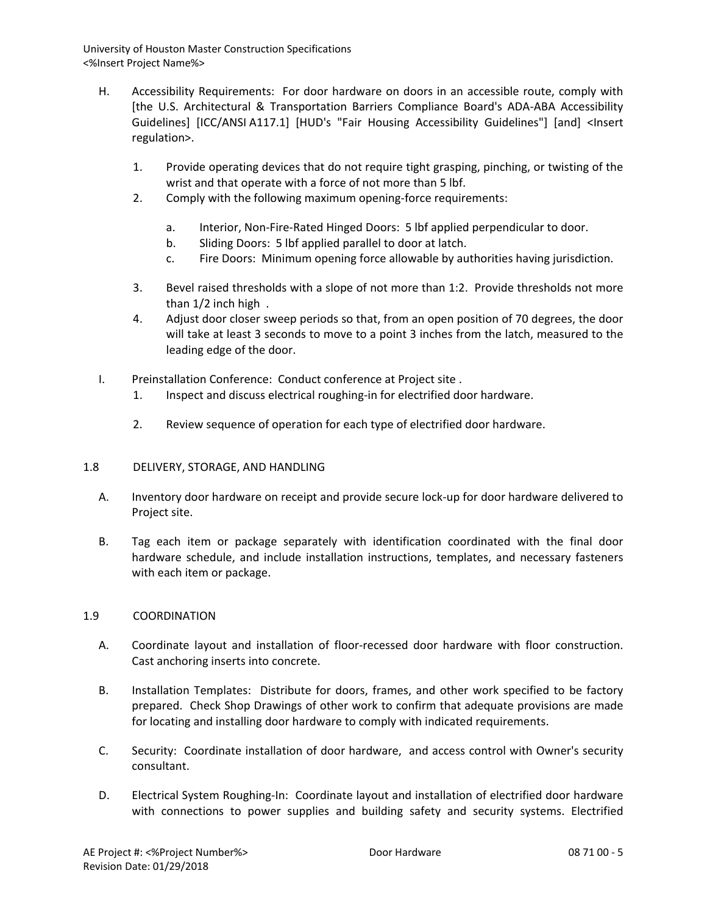H. Accessibility Requirements: For door hardware on doors in an accessible route, comply with [the U.S. Architectural & Transportation Barriers Compliance Board's ADA-ABA Accessibility Guidelines] [ICC/ANSI A117.1] [HUD's "Fair Housing Accessibility Guidelines"] [and] <Insert regulation>.

  1. Provide operating devices that do not require tight grasping, pinching, or twisting of the wrist and that operate with a force of not more than 5 lbf.
  2. Comply with the following maximum opening-force requirements:

     a. Interior, Non-Fire-Rated Hinged Doors: 5 lbf applied perpendicular to door.
     b. Sliding Doors: 5 lbf applied parallel to door at latch.
     c. Fire Doors: Minimum opening force allowable by authorities having jurisdiction.

  3. Bevel raised thresholds with a slope of not more than 1:2. Provide thresholds not more than 1/2 inch high .
  4. Adjust door closer sweep periods so that, from an open position of 70 degrees, the door will take at least 3 seconds to move to a point 3 inches from the latch, measured to the leading edge of the door.

I. Preinstallation Conference: Conduct conference at Project site .
  1. Inspect and discuss electrical roughing-in for electrified door hardware.
  2. Review sequence of operation for each type of electrified door hardware.

## 1.8 DELIVERY, STORAGE, AND HANDLING

A. Inventory door hardware on receipt and provide secure lock-up for door hardware delivered to Project site.

B. Tag each item or package separately with identification coordinated with the final door hardware schedule, and include installation instructions, templates, and necessary fasteners with each item or package.

## 1.9 COORDINATION

A. Coordinate layout and installation of floor-recessed door hardware with floor construction. Cast anchoring inserts into concrete.

B. Installation Templates: Distribute for doors, frames, and other work specified to be factory prepared. Check Shop Drawings of other work to confirm that adequate provisions are made for locating and installing door hardware to comply with indicated requirements.

C. Security: Coordinate installation of door hardware, and access control with Owner's security consultant.

D. Electrical System Roughing-In: Coordinate layout and installation of electrified door hardware with connections to power supplies and building safety and security systems. Electrified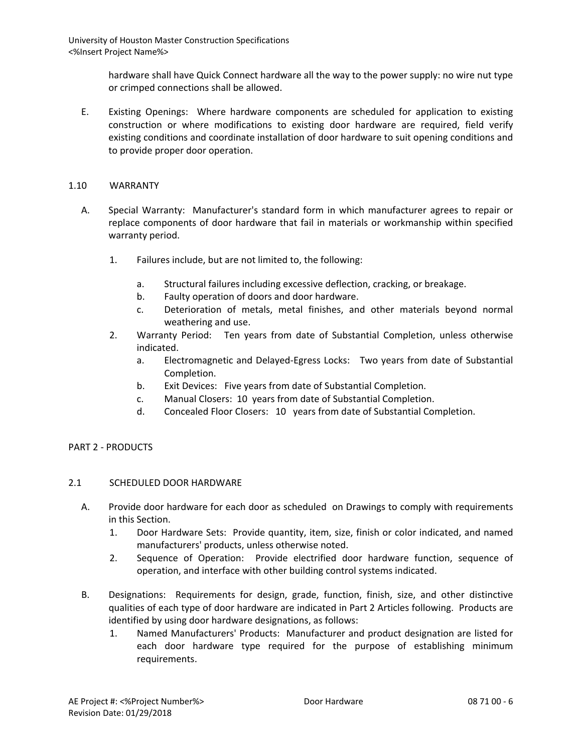hardware shall have Quick Connect hardware all the way to the power supply: no wire nut type or crimped connections shall be allowed.

E. Existing Openings: Where hardware components are scheduled for application to existing construction or where modifications to existing door hardware are required, field verify existing conditions and coordinate installation of door hardware to suit opening conditions and to provide proper door operation.

## 1.10 WARRANTY

A. Special Warranty: Manufacturer's standard form in which manufacturer agrees to repair or replace components of door hardware that fail in materials or workmanship within specified warranty period.

1. Failures include, but are not limited to, the following:
    a. Structural failures including excessive deflection, cracking, or breakage.
    b. Faulty operation of doors and door hardware.
    c. Deterioration of metals, metal finishes, and other materials beyond normal weathering and use.
2. Warranty Period: Ten years from date of Substantial Completion, unless otherwise indicated.
    a. Electromagnetic and Delayed-Egress Locks: Two years from date of Substantial Completion.
    b. Exit Devices: Five years from date of Substantial Completion.
    c. Manual Closers: 10 years from date of Substantial Completion.
    d. Concealed Floor Closers: 10 years from date of Substantial Completion.

# PART 2 - PRODUCTS

## 2.1 SCHEDULED DOOR HARDWARE

A. Provide door hardware for each door as scheduled on Drawings to comply with requirements in this Section.
1. Door Hardware Sets: Provide quantity, item, size, finish or color indicated, and named manufacturers' products, unless otherwise noted.
2. Sequence of Operation: Provide electrified door hardware function, sequence of operation, and interface with other building control systems indicated.

B. Designations: Requirements for design, grade, function, finish, size, and other distinctive qualities of each type of door hardware are indicated in Part 2 Articles following. Products are identified by using door hardware designations, as follows:
1. Named Manufacturers' Products: Manufacturer and product designation are listed for each door hardware type required for the purpose of establishing minimum requirements.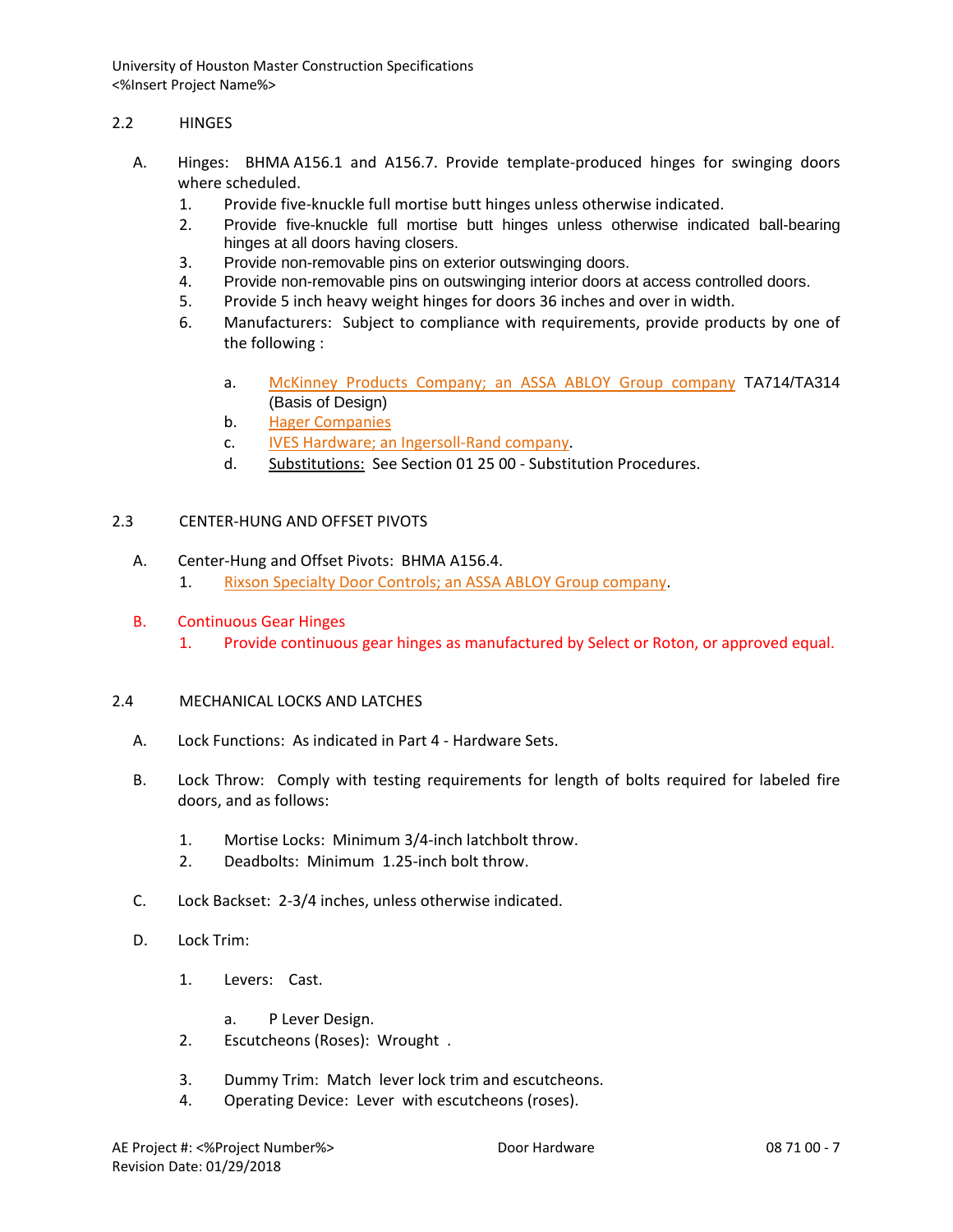## 2.2 HINGES

A. Hinges: BHMA A156.1 and A156.7. Provide template-produced hinges for swinging doors where scheduled.

1. Provide five-knuckle full mortise butt hinges unless otherwise indicated.
2. Provide five-knuckle full mortise butt hinges unless otherwise indicated ball-bearing hinges at all doors having closers.
3. Provide non-removable pins on exterior outswinging doors.
4. Provide non-removable pins on outswinging interior doors at access controlled doors.
5. Provide 5 inch heavy weight hinges for doors 36 inches and over in width.
6. Manufacturers: Subject to compliance with requirements, provide products by one of the following :

   a. McKinney Products Company; an ASSA ABLOY Group company TA714/TA314 (Basis of Design)
   b. Hager Companies
   c. IVES Hardware; an Ingersoll-Rand company.
   d. Substitutions: See Section 01 25 00 - Substitution Procedures.

## 2.3 CENTER-HUNG AND OFFSET PIVOTS

A. Center-Hung and Offset Pivots: BHMA A156.4.

1. Rixson Specialty Door Controls; an ASSA ABLOY Group company.

B. Continuous Gear Hinges

1. Provide continuous gear hinges as manufactured by Select or Roton, or approved equal.

## 2.4 MECHANICAL LOCKS AND LATCHES

A. Lock Functions: As indicated in Part 4 - Hardware Sets.

B. Lock Throw: Comply with testing requirements for length of bolts required for labeled fire doors, and as follows:

1. Mortise Locks: Minimum 3/4-inch latchbolt throw.
2. Deadbolts: Minimum 1.25-inch bolt throw.

C. Lock Backset: 2-3/4 inches, unless otherwise indicated.

D. Lock Trim:

1. Levers: Cast.

   a. P Lever Design.

2. Escutcheons (Roses): Wrought .
3. Dummy Trim: Match lever lock trim and escutcheons.
4. Operating Device: Lever with escutcheons (roses).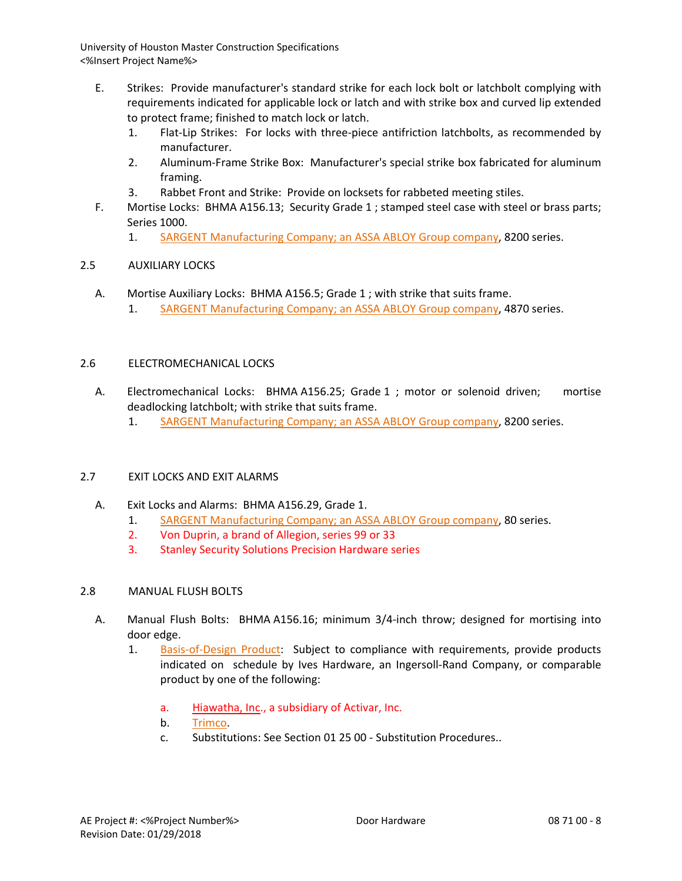E. Strikes: Provide manufacturer's standard strike for each lock bolt or latchbolt complying with requirements indicated for applicable lock or latch and with strike box and curved lip extended to protect frame; finished to match lock or latch.
   1. Flat-Lip Strikes: For locks with three-piece antifriction latchbolts, as recommended by manufacturer.
   2. Aluminum-Frame Strike Box: Manufacturer's special strike box fabricated for aluminum framing.
   3. Rabbet Front and Strike: Provide on locksets for rabbeted meeting stiles.

F. Mortise Locks: BHMA A156.13; Security Grade 1 ; stamped steel case with steel or brass parts; Series 1000.
   1. SARGENT Manufacturing Company; an ASSA ABLOY Group company, 8200 series.

## 2.5 AUXILIARY LOCKS

A. Mortise Auxiliary Locks: BHMA A156.5; Grade 1 ; with strike that suits frame.
   1. SARGENT Manufacturing Company; an ASSA ABLOY Group company, 4870 series.

## 2.6 ELECTROMECHANICAL LOCKS

A. Electromechanical Locks: BHMA A156.25; Grade 1 ; motor or solenoid driven; mortise deadlocking latchbolt; with strike that suits frame.
   1. SARGENT Manufacturing Company; an ASSA ABLOY Group company, 8200 series.

## 2.7 EXIT LOCKS AND EXIT ALARMS

A. Exit Locks and Alarms: BHMA A156.29, Grade 1.
   1. SARGENT Manufacturing Company; an ASSA ABLOY Group company, 80 series.
   2. Von Duprin, a brand of Allegion, series 99 or 33
   3. Stanley Security Solutions Precision Hardware series

## 2.8 MANUAL FLUSH BOLTS

A. Manual Flush Bolts: BHMA A156.16; minimum 3/4-inch throw; designed for mortising into door edge.
   1. Basis-of-Design Product: Subject to compliance with requirements, provide products indicated on schedule by Ives Hardware, an Ingersoll-Rand Company, or comparable product by one of the following:
      a. Hiawatha, Inc., a subsidiary of Activar, Inc.
      b. Trimco.
      c. Substitutions: See Section 01 25 00 - Substitution Procedures..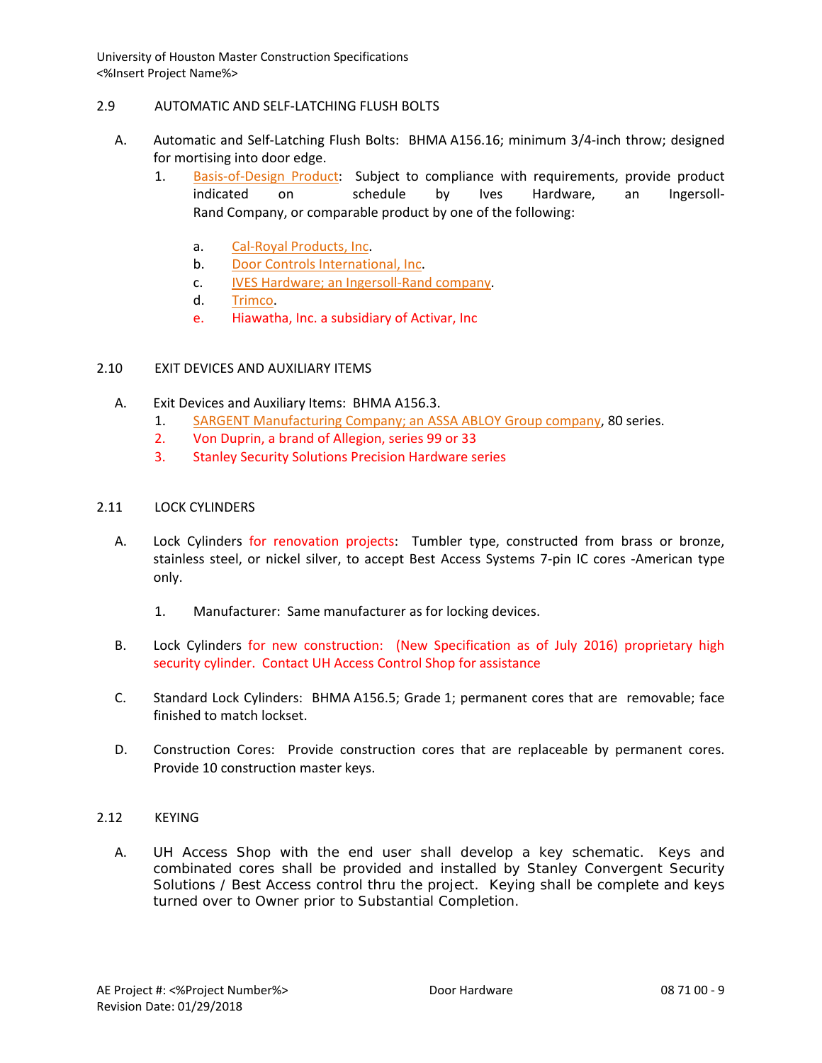## 2.9 AUTOMATIC AND SELF-LATCHING FLUSH BOLTS

A. Automatic and Self-Latching Flush Bolts: BHMA A156.16; minimum 3/4-inch throw; designed for mortising into door edge.

1. Basis-of-Design Product: Subject to compliance with requirements, provide product indicated on schedule by Ives Hardware, an Ingersoll-Rand Company, or comparable product by one of the following:

   a. Cal-Royal Products, Inc.
   b. Door Controls International, Inc.
   c. IVES Hardware; an Ingersoll-Rand company.
   d. Trimco.
   e. Hiawatha, Inc. a subsidiary of Activar, Inc

## 2.10 EXIT DEVICES AND AUXILIARY ITEMS

A. Exit Devices and Auxiliary Items: BHMA A156.3.

1. SARGENT Manufacturing Company; an ASSA ABLOY Group company, 80 series.
2. Von Duprin, a brand of Allegion, series 99 or 33
3. Stanley Security Solutions Precision Hardware series

## 2.11 LOCK CYLINDERS

A. Lock Cylinders for renovation projects: Tumbler type, constructed from brass or bronze, stainless steel, or nickel silver, to accept Best Access Systems 7-pin IC cores -American type only.

1. Manufacturer: Same manufacturer as for locking devices.

B. Lock Cylinders for new construction: (New Specification as of July 2016) proprietary high security cylinder. Contact UH Access Control Shop for assistance

C. Standard Lock Cylinders: BHMA A156.5; Grade 1; permanent cores that are removable; face finished to match lockset.

D. Construction Cores: Provide construction cores that are replaceable by permanent cores. Provide 10 construction master keys.

## 2.12 KEYING

A. UH Access Shop with the end user shall develop a key schematic. Keys and combinated cores shall be provided and installed by Stanley Convergent Security Solutions / Best Access control thru the project. Keying shall be complete and keys turned over to Owner prior to Substantial Completion.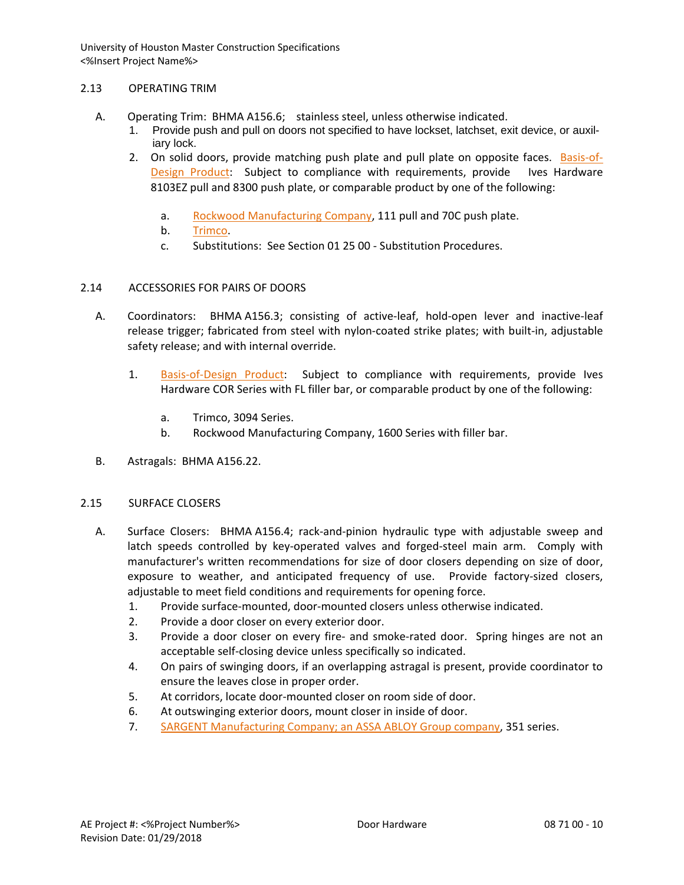## 2.13 OPERATING TRIM

A. Operating Trim: BHMA A156.6; stainless steel, unless otherwise indicated.

1. Provide push and pull on doors not specified to have lockset, latchset, exit device, or auxiliary lock.
2. On solid doors, provide matching push plate and pull plate on opposite faces. Basis-of-Design Product: Subject to compliance with requirements, provide Ives Hardware 8103EZ pull and 8300 push plate, or comparable product by one of the following:

   a. Rockwood Manufacturing Company, 111 pull and 70C push plate.
   b. Trimco.
   c. Substitutions: See Section 01 25 00 - Substitution Procedures.

## 2.14 ACCESSORIES FOR PAIRS OF DOORS

A. Coordinators: BHMA A156.3; consisting of active-leaf, hold-open lever and inactive-leaf release trigger; fabricated from steel with nylon-coated strike plates; with built-in, adjustable safety release; and with internal override.

1. Basis-of-Design Product: Subject to compliance with requirements, provide Ives Hardware COR Series with FL filler bar, or comparable product by one of the following:

   a. Trimco, 3094 Series.
   b. Rockwood Manufacturing Company, 1600 Series with filler bar.

B. Astragals: BHMA A156.22.

## 2.15 SURFACE CLOSERS

A. Surface Closers: BHMA A156.4; rack-and-pinion hydraulic type with adjustable sweep and latch speeds controlled by key-operated valves and forged-steel main arm. Comply with manufacturer's written recommendations for size of door closers depending on size of door, exposure to weather, and anticipated frequency of use. Provide factory-sized closers, adjustable to meet field conditions and requirements for opening force.

1. Provide surface-mounted, door-mounted closers unless otherwise indicated.
2. Provide a door closer on every exterior door.
3. Provide a door closer on every fire- and smoke-rated door. Spring hinges are not an acceptable self-closing device unless specifically so indicated.
4. On pairs of swinging doors, if an overlapping astragal is present, provide coordinator to ensure the leaves close in proper order.
5. At corridors, locate door-mounted closer on room side of door.
6. At outswinging exterior doors, mount closer in inside of door.
7. SARGENT Manufacturing Company; an ASSA ABLOY Group company, 351 series.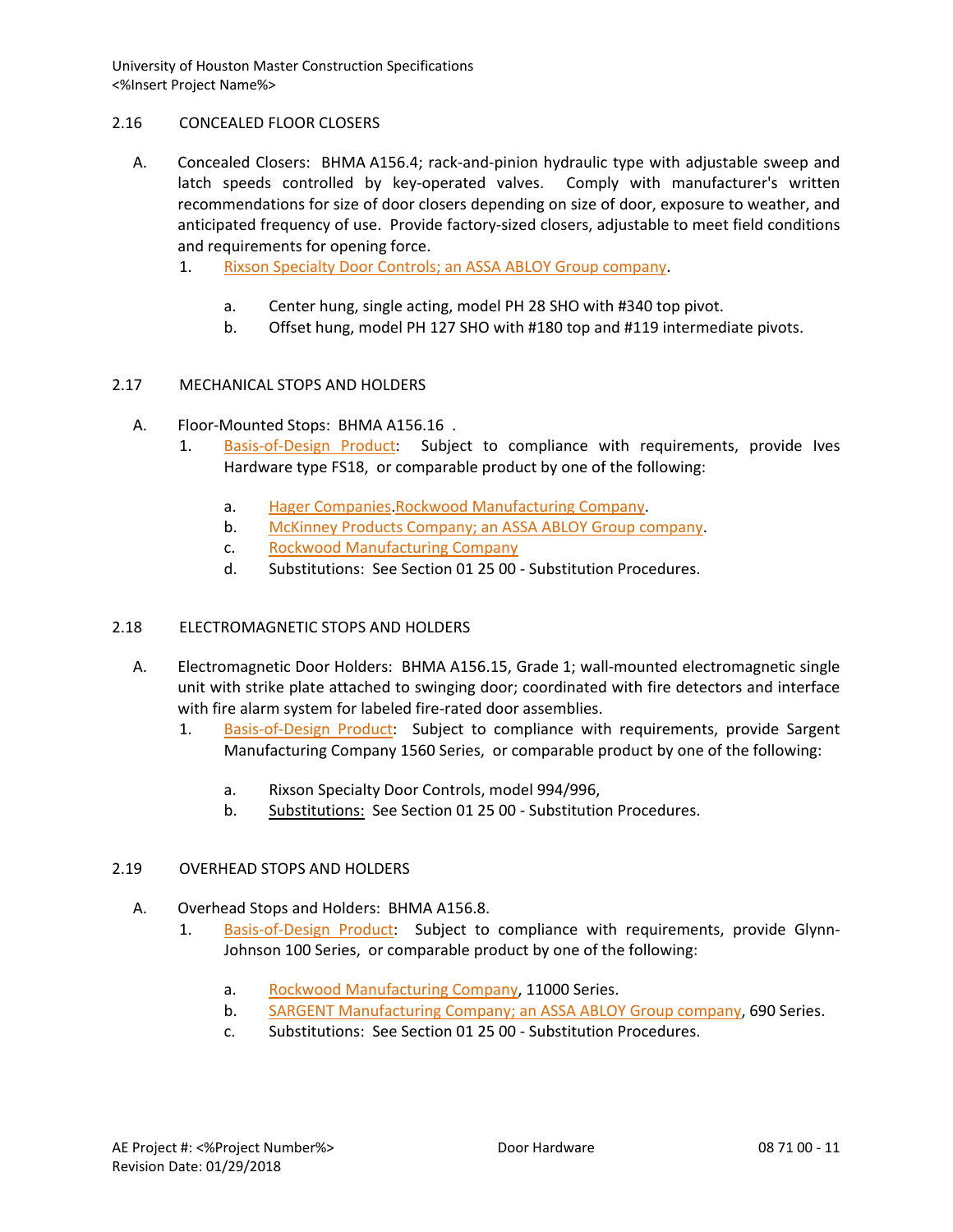## 2.16 CONCEALED FLOOR CLOSERS

A. Concealed Closers: BHMA A156.4; rack-and-pinion hydraulic type with adjustable sweep and latch speeds controlled by key-operated valves. Comply with manufacturer's written recommendations for size of door closers depending on size of door, exposure to weather, and anticipated frequency of use. Provide factory-sized closers, adjustable to meet field conditions and requirements for opening force.

1. Rixson Specialty Door Controls; an ASSA ABLOY Group company.
    a. Center hung, single acting, model PH 28 SHO with #340 top pivot.
    b. Offset hung, model PH 127 SHO with #180 top and #119 intermediate pivots.

## 2.17 MECHANICAL STOPS AND HOLDERS

A. Floor-Mounted Stops: BHMA A156.16 .

1. Basis-of-Design Product: Subject to compliance with requirements, provide Ives Hardware type FS18, or comparable product by one of the following:
    a. Hager Companies.Rockwood Manufacturing Company.
    b. McKinney Products Company; an ASSA ABLOY Group company.
    c. Rockwood Manufacturing Company
    d. Substitutions: See Section 01 25 00 - Substitution Procedures.

## 2.18 ELECTROMAGNETIC STOPS AND HOLDERS

A. Electromagnetic Door Holders: BHMA A156.15, Grade 1; wall-mounted electromagnetic single unit with strike plate attached to swinging door; coordinated with fire detectors and interface with fire alarm system for labeled fire-rated door assemblies.

1. Basis-of-Design Product: Subject to compliance with requirements, provide Sargent Manufacturing Company 1560 Series, or comparable product by one of the following:
    a. Rixson Specialty Door Controls, model 994/996,
    b. Substitutions: See Section 01 25 00 - Substitution Procedures.

## 2.19 OVERHEAD STOPS AND HOLDERS

A. Overhead Stops and Holders: BHMA A156.8.

1. Basis-of-Design Product: Subject to compliance with requirements, provide Glynn-Johnson 100 Series, or comparable product by one of the following:
    a. Rockwood Manufacturing Company, 11000 Series.
    b. SARGENT Manufacturing Company; an ASSA ABLOY Group company, 690 Series.
    c. Substitutions: See Section 01 25 00 - Substitution Procedures.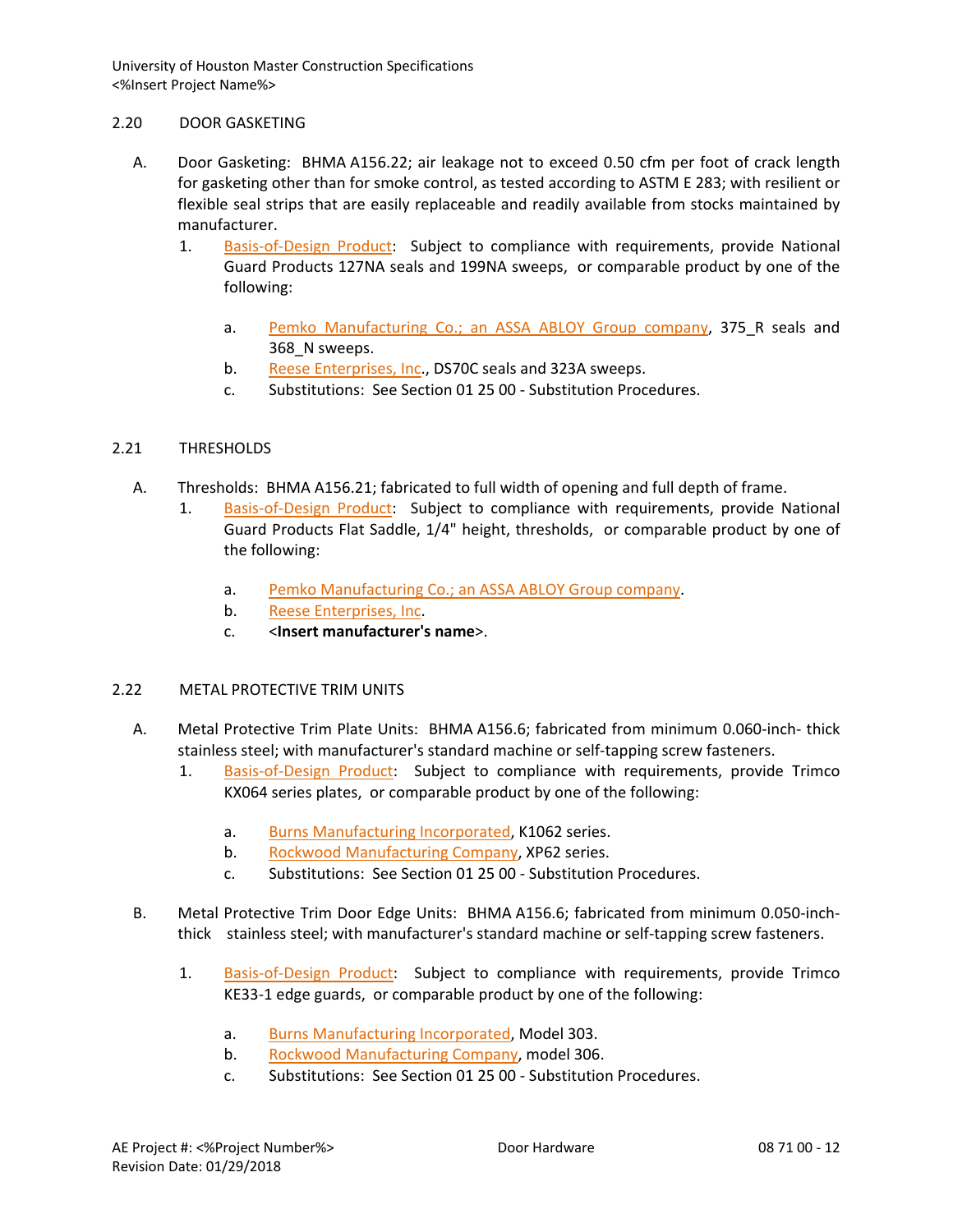## 2.20 DOOR GASKETING

A. Door Gasketing: BHMA A156.22; air leakage not to exceed 0.50 cfm per foot of crack length for gasketing other than for smoke control, as tested according to ASTM E 283; with resilient or flexible seal strips that are easily replaceable and readily available from stocks maintained by manufacturer.

1. Basis-of-Design Product: Subject to compliance with requirements, provide National Guard Products 127NA seals and 199NA sweeps, or comparable product by one of the following:

   a. Pemko Manufacturing Co.; an ASSA ABLOY Group company, 375_R seals and 368_N sweeps.
   b. Reese Enterprises, Inc., DS70C seals and 323A sweeps.
   c. Substitutions: See Section 01 25 00 - Substitution Procedures.

## 2.21 THRESHOLDS

A. Thresholds: BHMA A156.21; fabricated to full width of opening and full depth of frame.

1. Basis-of-Design Product: Subject to compliance with requirements, provide National Guard Products Flat Saddle, 1/4" height, thresholds, or comparable product by one of the following:

   a. Pemko Manufacturing Co.; an ASSA ABLOY Group company.
   b. Reese Enterprises, Inc.
   c. <**Insert manufacturer's name**>.

## 2.22 METAL PROTECTIVE TRIM UNITS

A. Metal Protective Trim Plate Units: BHMA A156.6; fabricated from minimum 0.060-inch- thick stainless steel; with manufacturer's standard machine or self-tapping screw fasteners.

1. Basis-of-Design Product: Subject to compliance with requirements, provide Trimco KX064 series plates, or comparable product by one of the following:

   a. Burns Manufacturing Incorporated, K1062 series.
   b. Rockwood Manufacturing Company, XP62 series.
   c. Substitutions: See Section 01 25 00 - Substitution Procedures.

B. Metal Protective Trim Door Edge Units: BHMA A156.6; fabricated from minimum 0.050-inch-thick stainless steel; with manufacturer's standard machine or self-tapping screw fasteners.

1. Basis-of-Design Product: Subject to compliance with requirements, provide Trimco KE33-1 edge guards, or comparable product by one of the following:

   a. Burns Manufacturing Incorporated, Model 303.
   b. Rockwood Manufacturing Company, model 306.
   c. Substitutions: See Section 01 25 00 - Substitution Procedures.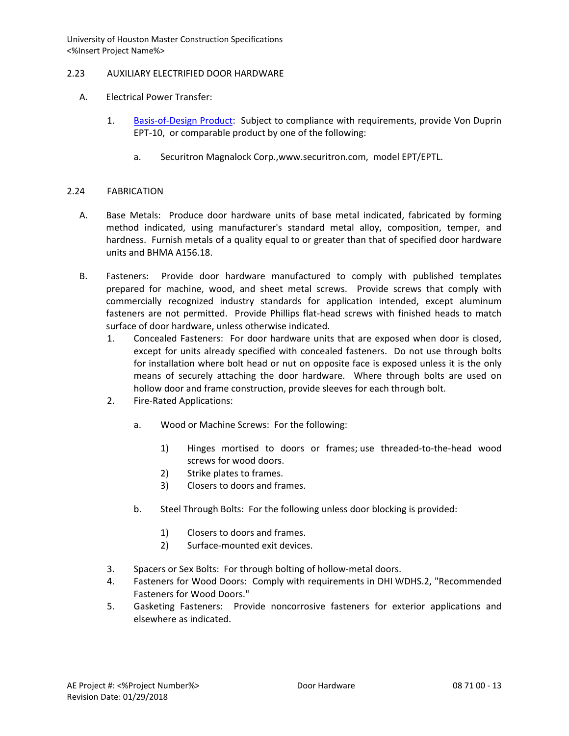## 2.23 AUXILIARY ELECTRIFIED DOOR HARDWARE

A. Electrical Power Transfer:

1. Basis-of-Design Product: Subject to compliance with requirements, provide Von Duprin EPT-10, or comparable product by one of the following:

   a. Securitron Magnalock Corp.,www.securitron.com, model EPT/EPTL.

## 2.24 FABRICATION

A. Base Metals: Produce door hardware units of base metal indicated, fabricated by forming method indicated, using manufacturer's standard metal alloy, composition, temper, and hardness. Furnish metals of a quality equal to or greater than that of specified door hardware units and BHMA A156.18.

B. Fasteners: Provide door hardware manufactured to comply with published templates prepared for machine, wood, and sheet metal screws. Provide screws that comply with commercially recognized industry standards for application intended, except aluminum fasteners are not permitted. Provide Phillips flat-head screws with finished heads to match surface of door hardware, unless otherwise indicated.

1. Concealed Fasteners: For door hardware units that are exposed when door is closed, except for units already specified with concealed fasteners. Do not use through bolts for installation where bolt head or nut on opposite face is exposed unless it is the only means of securely attaching the door hardware. Where through bolts are used on hollow door and frame construction, provide sleeves for each through bolt.
2. Fire-Rated Applications:

   a. Wood or Machine Screws: For the following:

      1) Hinges mortised to doors or frames; use threaded-to-the-head wood screws for wood doors.
      2) Strike plates to frames.
      3) Closers to doors and frames.

   b. Steel Through Bolts: For the following unless door blocking is provided:

      1) Closers to doors and frames.
      2) Surface-mounted exit devices.

3. Spacers or Sex Bolts: For through bolting of hollow-metal doors.
4. Fasteners for Wood Doors: Comply with requirements in DHI WDHS.2, "Recommended Fasteners for Wood Doors."
5. Gasketing Fasteners: Provide noncorrosive fasteners for exterior applications and elsewhere as indicated.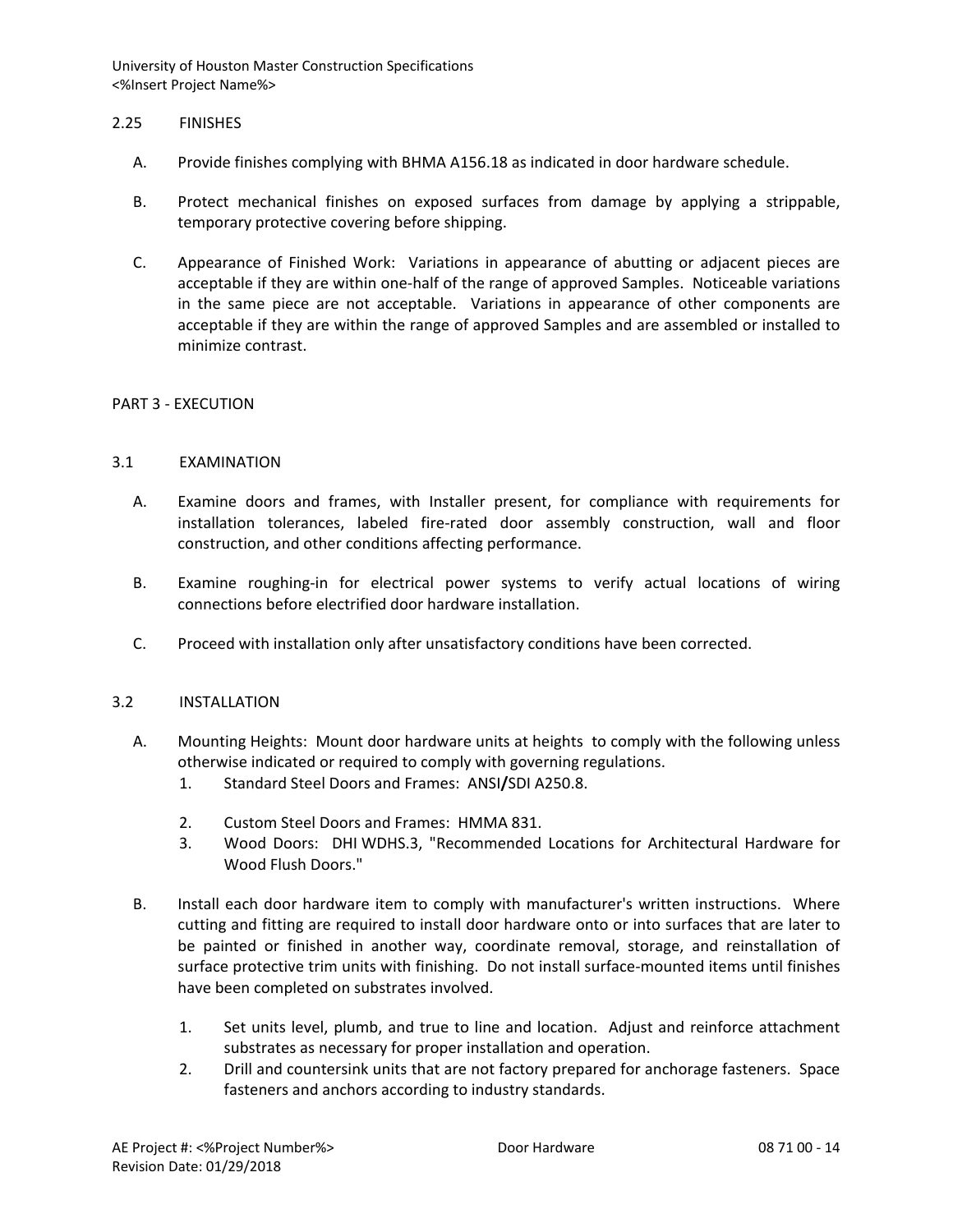### 2.25 FINISHES

A. Provide finishes complying with BHMA A156.18 as indicated in door hardware schedule.

B. Protect mechanical finishes on exposed surfaces from damage by applying a strippable, temporary protective covering before shipping.

C. Appearance of Finished Work: Variations in appearance of abutting or adjacent pieces are acceptable if they are within one-half of the range of approved Samples. Noticeable variations in the same piece are not acceptable. Variations in appearance of other components are acceptable if they are within the range of approved Samples and are assembled or installed to minimize contrast.

## PART 3 - EXECUTION

### 3.1 EXAMINATION

A. Examine doors and frames, with Installer present, for compliance with requirements for installation tolerances, labeled fire-rated door assembly construction, wall and floor construction, and other conditions affecting performance.

B. Examine roughing-in for electrical power systems to verify actual locations of wiring connections before electrified door hardware installation.

C. Proceed with installation only after unsatisfactory conditions have been corrected.

### 3.2 INSTALLATION

A. Mounting Heights: Mount door hardware units at heights to comply with the following unless otherwise indicated or required to comply with governing regulations.
   1. Standard Steel Doors and Frames: ANSI/SDI A250.8.
   2. Custom Steel Doors and Frames: HMMA 831.
   3. Wood Doors: DHI WDHS.3, "Recommended Locations for Architectural Hardware for Wood Flush Doors."

B. Install each door hardware item to comply with manufacturer's written instructions. Where cutting and fitting are required to install door hardware onto or into surfaces that are later to be painted or finished in another way, coordinate removal, storage, and reinstallation of surface protective trim units with finishing. Do not install surface-mounted items until finishes have been completed on substrates involved.

   1. Set units level, plumb, and true to line and location. Adjust and reinforce attachment substrates as necessary for proper installation and operation.
   2. Drill and countersink units that are not factory prepared for anchorage fasteners. Space fasteners and anchors according to industry standards.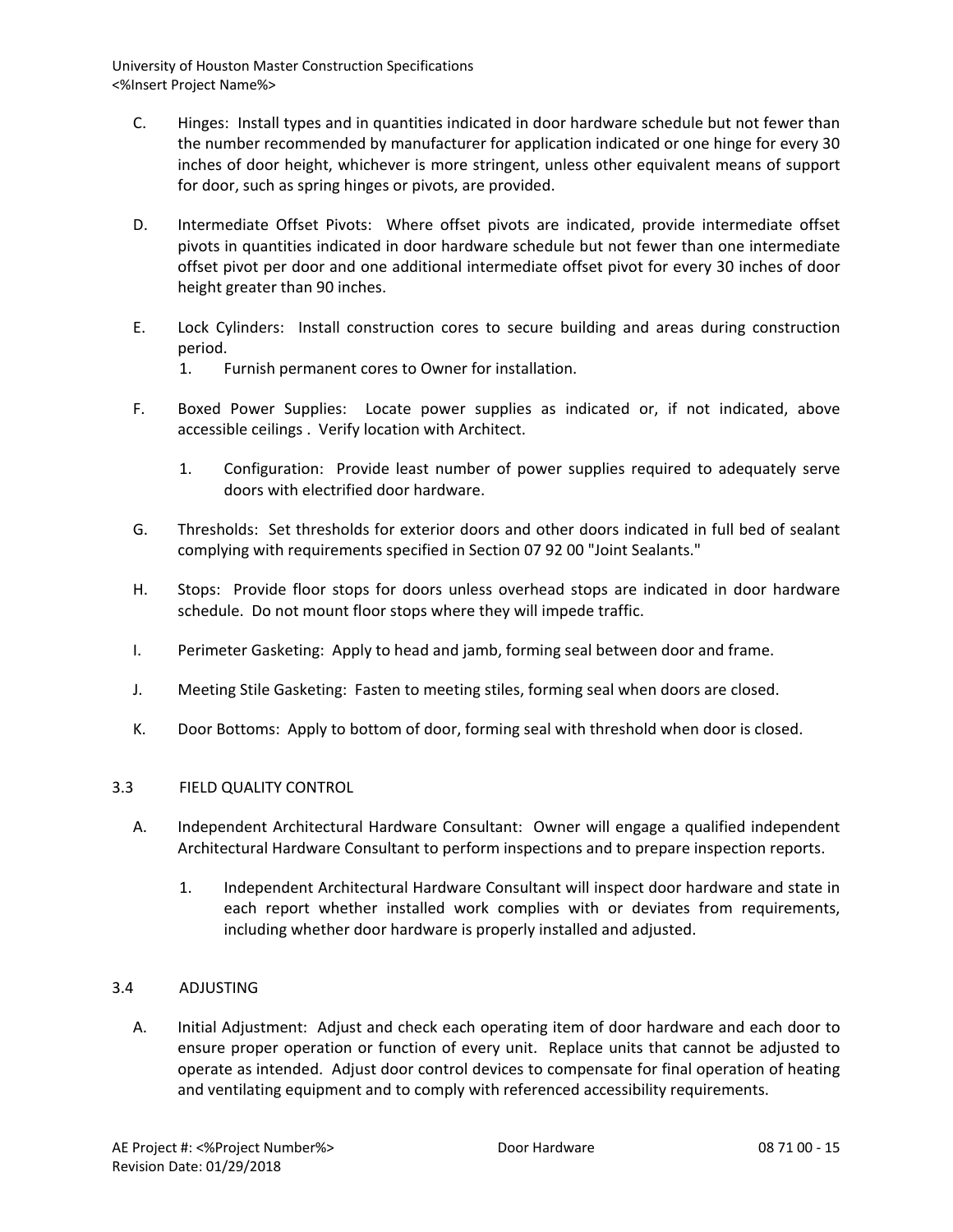C. Hinges: Install types and in quantities indicated in door hardware schedule but not fewer than the number recommended by manufacturer for application indicated or one hinge for every 30 inches of door height, whichever is more stringent, unless other equivalent means of support for door, such as spring hinges or pivots, are provided.

D. Intermediate Offset Pivots: Where offset pivots are indicated, provide intermediate offset pivots in quantities indicated in door hardware schedule but not fewer than one intermediate offset pivot per door and one additional intermediate offset pivot for every 30 inches of door height greater than 90 inches.

E. Lock Cylinders: Install construction cores to secure building and areas during construction period.
   1. Furnish permanent cores to Owner for installation.

F. Boxed Power Supplies: Locate power supplies as indicated or, if not indicated, above accessible ceilings . Verify location with Architect.

   1. Configuration: Provide least number of power supplies required to adequately serve doors with electrified door hardware.

G. Thresholds: Set thresholds for exterior doors and other doors indicated in full bed of sealant complying with requirements specified in Section 07 92 00 "Joint Sealants."

H. Stops: Provide floor stops for doors unless overhead stops are indicated in door hardware schedule. Do not mount floor stops where they will impede traffic.

I. Perimeter Gasketing: Apply to head and jamb, forming seal between door and frame.

J. Meeting Stile Gasketing: Fasten to meeting stiles, forming seal when doors are closed.

K. Door Bottoms: Apply to bottom of door, forming seal with threshold when door is closed.

## 3.3 FIELD QUALITY CONTROL

A. Independent Architectural Hardware Consultant: Owner will engage a qualified independent Architectural Hardware Consultant to perform inspections and to prepare inspection reports.

   1. Independent Architectural Hardware Consultant will inspect door hardware and state in each report whether installed work complies with or deviates from requirements, including whether door hardware is properly installed and adjusted.

## 3.4 ADJUSTING

A. Initial Adjustment: Adjust and check each operating item of door hardware and each door to ensure proper operation or function of every unit. Replace units that cannot be adjusted to operate as intended. Adjust door control devices to compensate for final operation of heating and ventilating equipment and to comply with referenced accessibility requirements.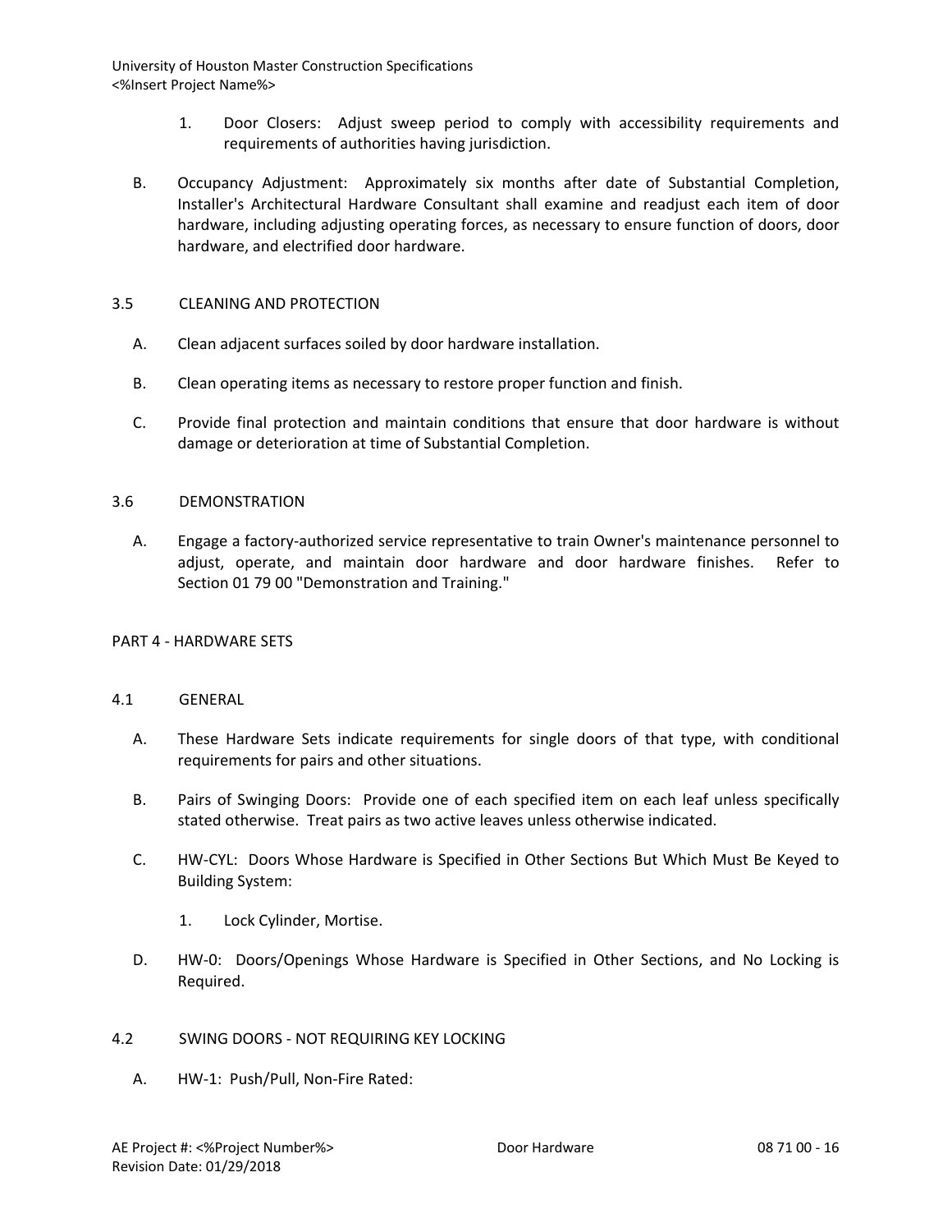1. Door Closers: Adjust sweep period to comply with accessibility requirements and requirements of authorities having jurisdiction.

B. Occupancy Adjustment: Approximately six months after date of Substantial Completion, Installer's Architectural Hardware Consultant shall examine and readjust each item of door hardware, including adjusting operating forces, as necessary to ensure function of doors, door hardware, and electrified door hardware.

## 3.5 CLEANING AND PROTECTION

A. Clean adjacent surfaces soiled by door hardware installation.

B. Clean operating items as necessary to restore proper function and finish.

C. Provide final protection and maintain conditions that ensure that door hardware is without damage or deterioration at time of Substantial Completion.

## 3.6 DEMONSTRATION

A. Engage a factory-authorized service representative to train Owner's maintenance personnel to adjust, operate, and maintain door hardware and door hardware finishes. Refer to Section 01 79 00 "Demonstration and Training."

# PART 4 - HARDWARE SETS

## 4.1 GENERAL

A. These Hardware Sets indicate requirements for single doors of that type, with conditional requirements for pairs and other situations.

B. Pairs of Swinging Doors: Provide one of each specified item on each leaf unless specifically stated otherwise. Treat pairs as two active leaves unless otherwise indicated.

C. HW-CYL: Doors Whose Hardware is Specified in Other Sections But Which Must Be Keyed to Building System:

   1. Lock Cylinder, Mortise.

D. HW-0: Doors/Openings Whose Hardware is Specified in Other Sections, and No Locking is Required.

## 4.2 SWING DOORS - NOT REQUIRING KEY LOCKING

A. HW-1: Push/Pull, Non-Fire Rated: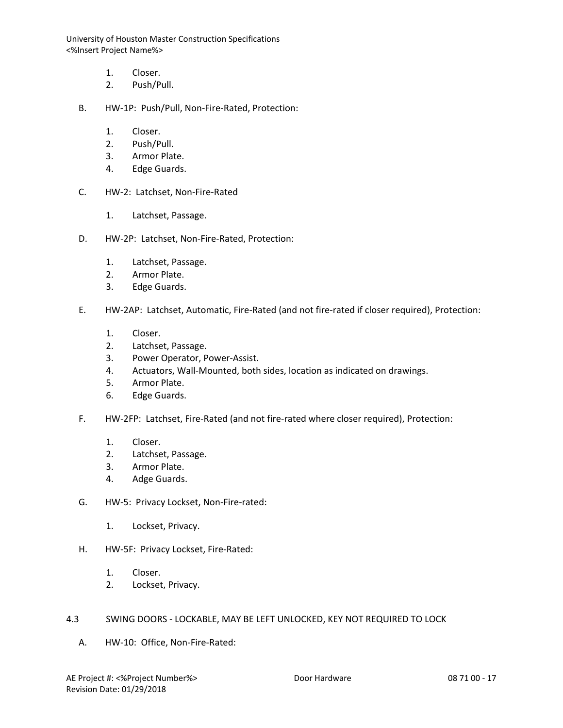1. Closer.
2. Push/Pull.

B. HW-1P: Push/Pull, Non-Fire-Rated, Protection:

1. Closer.
2. Push/Pull.
3. Armor Plate.
4. Edge Guards.

C. HW-2: Latchset, Non-Fire-Rated

1. Latchset, Passage.

D. HW-2P: Latchset, Non-Fire-Rated, Protection:

1. Latchset, Passage.
2. Armor Plate.
3. Edge Guards.

E. HW-2AP: Latchset, Automatic, Fire-Rated (and not fire-rated if closer required), Protection:

1. Closer.
2. Latchset, Passage.
3. Power Operator, Power-Assist.
4. Actuators, Wall-Mounted, both sides, location as indicated on drawings.
5. Armor Plate.
6. Edge Guards.

F. HW-2FP: Latchset, Fire-Rated (and not fire-rated where closer required), Protection:

1. Closer.
2. Latchset, Passage.
3. Armor Plate.
4. Adge Guards.

G. HW-5: Privacy Lockset, Non-Fire-rated:

1. Lockset, Privacy.

H. HW-5F: Privacy Lockset, Fire-Rated:

1. Closer.
2. Lockset, Privacy.

## 4.3 SWING DOORS - LOCKABLE, MAY BE LEFT UNLOCKED, KEY NOT REQUIRED TO LOCK

A. HW-10: Office, Non-Fire-Rated: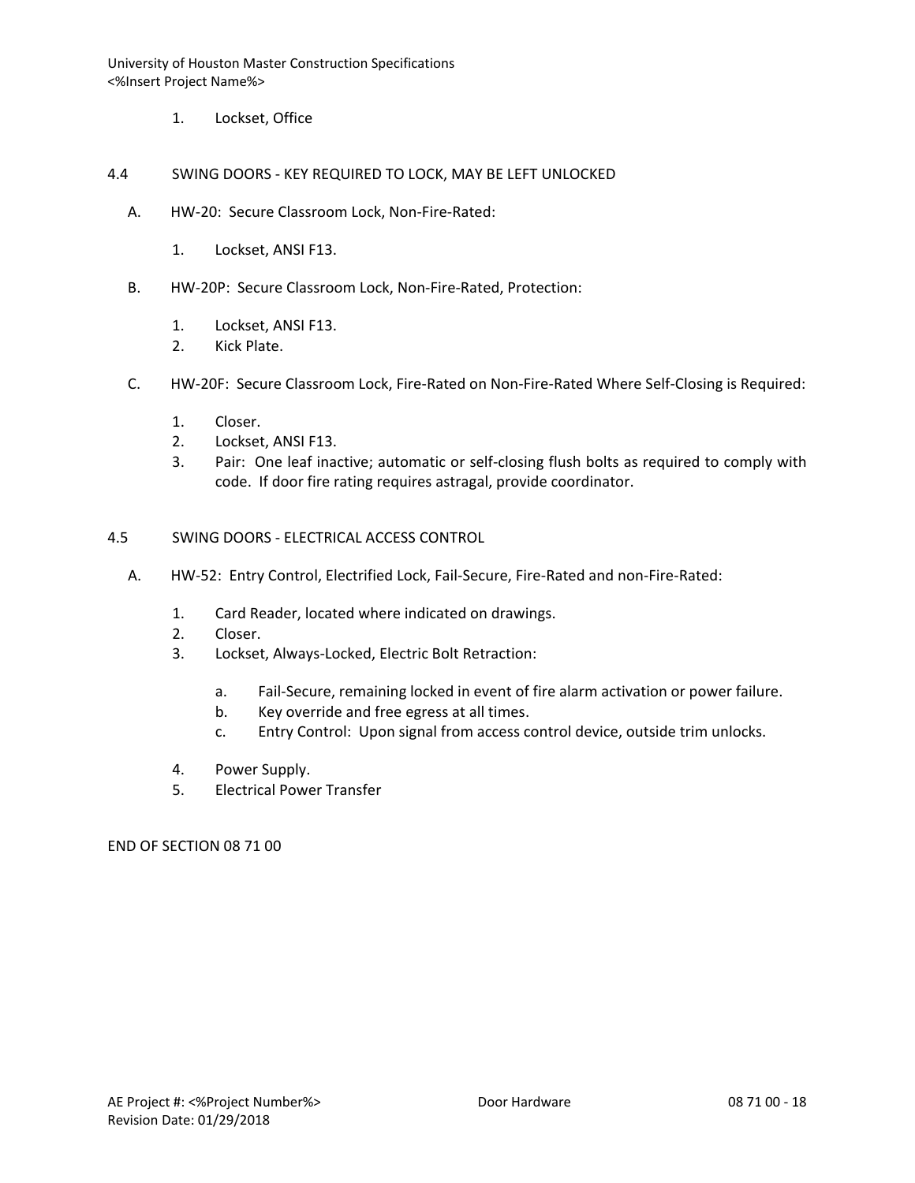1. Lockset, Office

## 4.4 SWING DOORS - KEY REQUIRED TO LOCK, MAY BE LEFT UNLOCKED

A. HW-20: Secure Classroom Lock, Non-Fire-Rated:

   1. Lockset, ANSI F13.

B. HW-20P: Secure Classroom Lock, Non-Fire-Rated, Protection:

   1. Lockset, ANSI F13.
   2. Kick Plate.

C. HW-20F: Secure Classroom Lock, Fire-Rated on Non-Fire-Rated Where Self-Closing is Required:

   1. Closer.
   2. Lockset, ANSI F13.
   3. Pair: One leaf inactive; automatic or self-closing flush bolts as required to comply with code. If door fire rating requires astragal, provide coordinator.

## 4.5 SWING DOORS - ELECTRICAL ACCESS CONTROL

A. HW-52: Entry Control, Electrified Lock, Fail-Secure, Fire-Rated and non-Fire-Rated:

   1. Card Reader, located where indicated on drawings.
   2. Closer.
   3. Lockset, Always-Locked, Electric Bolt Retraction:

      a. Fail-Secure, remaining locked in event of fire alarm activation or power failure.
      b. Key override and free egress at all times.
      c. Entry Control: Upon signal from access control device, outside trim unlocks.

   4. Power Supply.
   5. Electrical Power Transfer

END OF SECTION 08 71 00